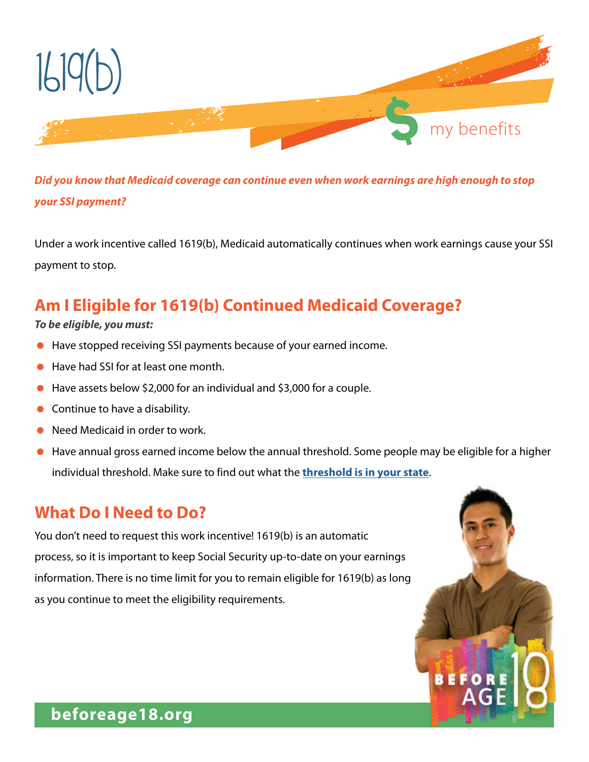# 1619(b)

my benefits

***Did you know that Medicaid coverage can continue even when work earnings are high enough to stop your SSI payment?***

Under a work incentive called 1619(b), Medicaid automatically continues when work earnings cause your SSI payment to stop.

## Am I Eligible for 1619(b) Continued Medicaid Coverage?

***To be eligible, you must:***

- Have stopped receiving SSI payments because of your earned income.
- Have had SSI for at least one month.
- Have assets below $2,000 for an individual and $3,000 for a couple.
- Continue to have a disability.
- Need Medicaid in order to work.
- Have annual gross earned income below the annual threshold. Some people may be eligible for a higher individual threshold. Make sure to find out what the **threshold is in your state**.

## What Do I Need to Do?

You don't need to request this work incentive! 1619(b) is an automatic process, so it is important to keep Social Security up-to-date on your earnings information. There is no time limit for you to remain eligible for 1619(b) as long as you continue to meet the eligibility requirements.

BEFORE AGE 18

**beforeage18.org**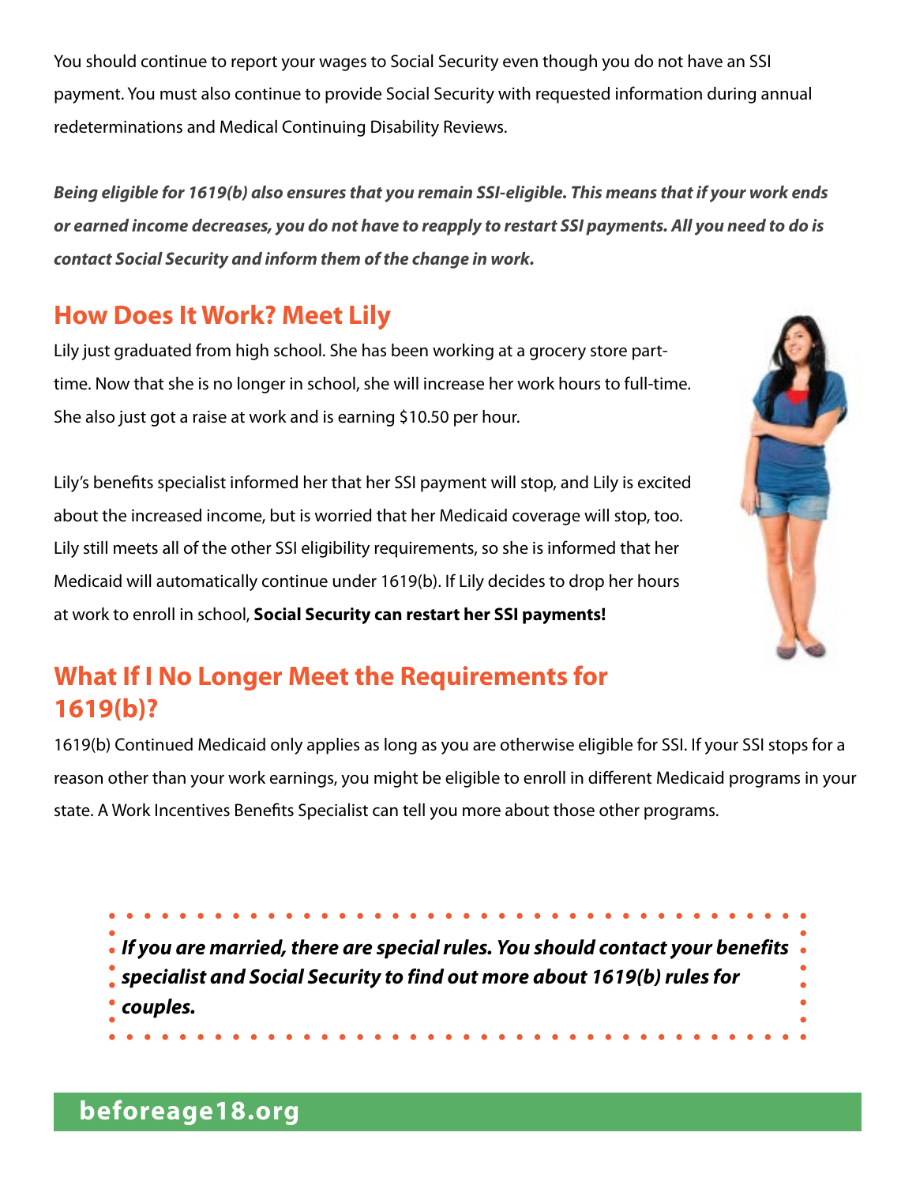You should continue to report your wages to Social Security even though you do not have an SSI payment. You must also continue to provide Social Security with requested information during annual redeterminations and Medical Continuing Disability Reviews.

***Being eligible for 1619(b) also ensures that you remain SSI-eligible. This means that if your work ends or earned income decreases, you do not have to reapply to restart SSI payments. All you need to do is contact Social Security and inform them of the change in work.***

## How Does It Work? Meet Lily

Lily just graduated from high school. She has been working at a grocery store part-time. Now that she is no longer in school, she will increase her work hours to full-time. She also just got a raise at work and is earning $10.50 per hour.

Lily's benefits specialist informed her that her SSI payment will stop, and Lily is excited about the increased income, but is worried that her Medicaid coverage will stop, too. Lily still meets all of the other SSI eligibility requirements, so she is informed that her Medicaid will automatically continue under 1619(b). If Lily decides to drop her hours at work to enroll in school, **Social Security can restart her SSI payments!**

## What If I No Longer Meet the Requirements for 1619(b)?

1619(b) Continued Medicaid only applies as long as you are otherwise eligible for SSI. If your SSI stops for a reason other than your work earnings, you might be eligible to enroll in different Medicaid programs in your state. A Work Incentives Benefits Specialist can tell you more about those other programs.

***If you are married, there are special rules. You should contact your benefits specialist and Social Security to find out more about 1619(b) rules for couples.***

**beforeage18.org**